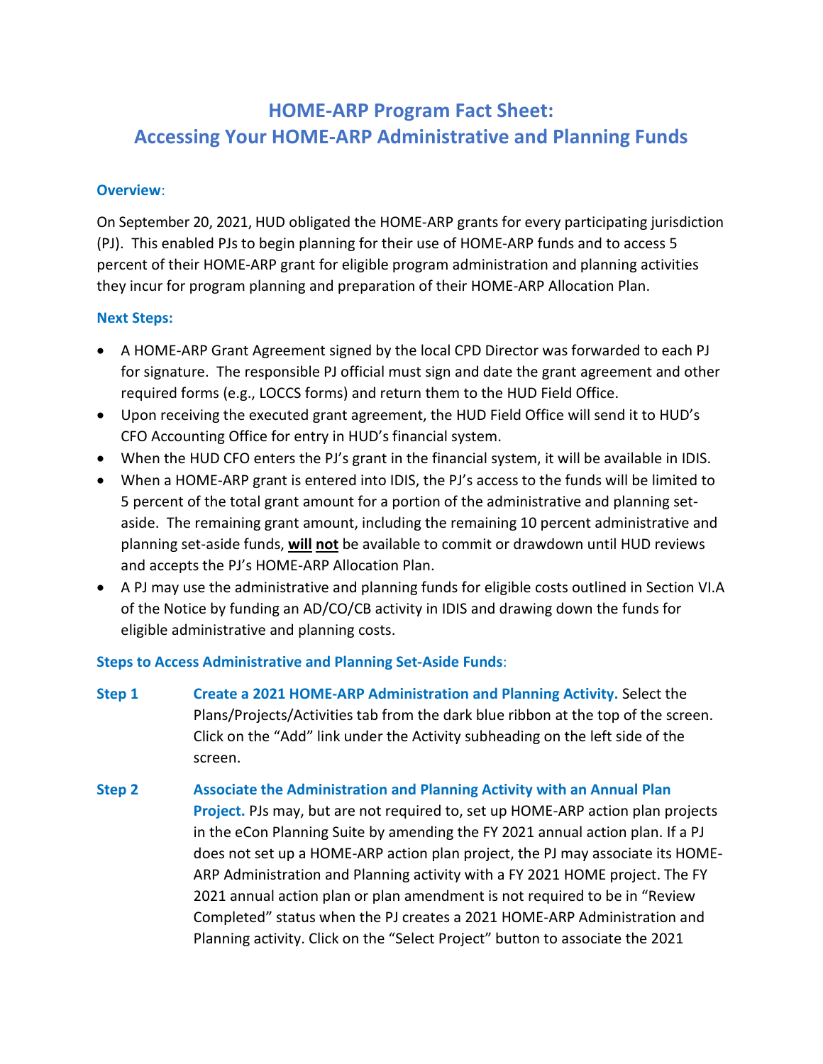# HOME-ARP Program Fact Sheet: Accessing Your HOME-ARP Administrative and Planning Funds

### Overview:

On September 20, 2021, HUD obligated the HOME-ARP grants for every participating jurisdiction (PJ). This enabled PJs to begin planning for their use of HOME-ARP funds and to access 5 percent of their HOME-ARP grant for eligible program administration and planning activities they incur for program planning and preparation of their HOME-ARP Allocation Plan.

### Next Steps:

- A HOME-ARP Grant Agreement signed by the local CPD Director was forwarded to each PJ for signature. The responsible PJ official must sign and date the grant agreement and other required forms (e.g., LOCCS forms) and return them to the HUD Field Office.
- Upon receiving the executed grant agreement, the HUD Field Office will send it to HUD's CFO Accounting Office for entry in HUD's financial system.
- When the HUD CFO enters the PJ's grant in the financial system, it will be available in IDIS.
- When a HOME-ARP grant is entered into IDIS, the PJ's access to the funds will be limited to 5 percent of the total grant amount for a portion of the administrative and planning set-aside. The remaining grant amount, including the remaining 10 percent administrative and planning set-aside funds, **will not** be available to commit or drawdown until HUD reviews and accepts the PJ's HOME-ARP Allocation Plan.
- A PJ may use the administrative and planning funds for eligible costs outlined in Section VI.A of the Notice by funding an AD/CO/CB activity in IDIS and drawing down the funds for eligible administrative and planning costs.

### Steps to Access Administrative and Planning Set-Aside Funds:

**Step 1** **Create a 2021 HOME-ARP Administration and Planning Activity.** Select the Plans/Projects/Activities tab from the dark blue ribbon at the top of the screen. Click on the "Add" link under the Activity subheading on the left side of the screen.

**Step 2** **Associate the Administration and Planning Activity with an Annual Plan Project.** PJs may, but are not required to, set up HOME-ARP action plan projects in the eCon Planning Suite by amending the FY 2021 annual action plan. If a PJ does not set up a HOME-ARP action plan project, the PJ may associate its HOME-ARP Administration and Planning activity with a FY 2021 HOME project. The FY 2021 annual action plan or plan amendment is not required to be in "Review Completed" status when the PJ creates a 2021 HOME-ARP Administration and Planning activity. Click on the "Select Project" button to associate the 2021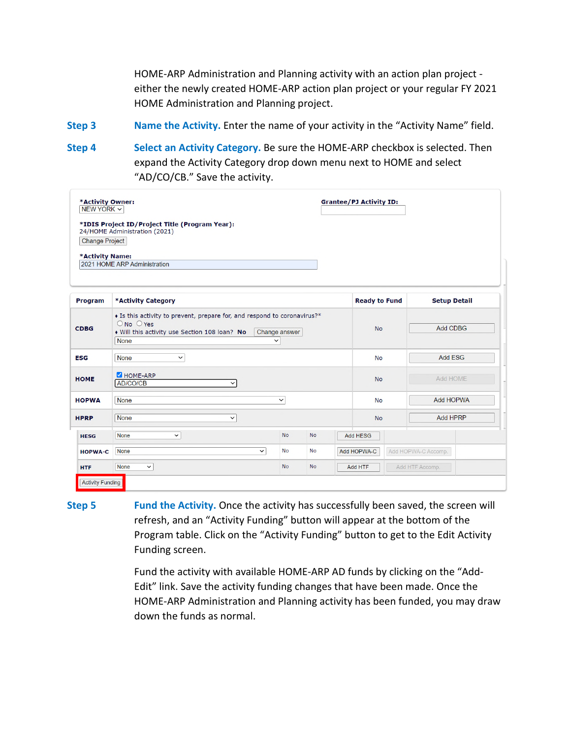HOME-ARP Administration and Planning activity with an action plan project - either the newly created HOME-ARP action plan project or your regular FY 2021 HOME Administration and Planning project.

**Step 3** **Name the Activity.** Enter the name of your activity in the "Activity Name" field.

**Step 4** **Select an Activity Category.** Be sure the HOME-ARP checkbox is selected. Then expand the Activity Category drop down menu next to HOME and select "AD/CO/CB." Save the activity.

*Activity Owner: NEW YORK

Grantee/PJ Activity ID:

*IDIS Project ID/Project Title (Program Year):
24/HOME Administration (2021)
Change Project

*Activity Name:
2021 HOME ARP Administration

| Program | *Activity Category | Ready to Fund | Setup Detail |
|---|---|---|---|
| CDBG | ♦ Is this activity to prevent, prepare for, and respond to coronavirus?* ○ No ○ Yes ♦ Will this activity use Section 108 loan? No [Change answer] None | No | Add CDBG |
| ESG | None | No | Add ESG |
| HOME | ☑ HOME-ARP AD/CO/CB | No | Add HOME |
| HOPWA | None | No | Add HOPWA |
| HPRP | None | No | Add HPRP |

| | | | | | |
|---|---|---|---|---|---|
| HESG | None | No | No | Add HESG | |
| HOPWA-C | None | No | No | Add HOPWA-C | Add HOPWA-C Accomp. |
| HTF | None | No | No | Add HTF | Add HTF Accomp. |

Activity Funding

**Step 5** **Fund the Activity.** Once the activity has successfully been saved, the screen will refresh, and an "Activity Funding" button will appear at the bottom of the Program table. Click on the "Activity Funding" button to get to the Edit Activity Funding screen.

Fund the activity with available HOME-ARP AD funds by clicking on the "Add-Edit" link. Save the activity funding changes that have been made. Once the HOME-ARP Administration and Planning activity has been funded, you may draw down the funds as normal.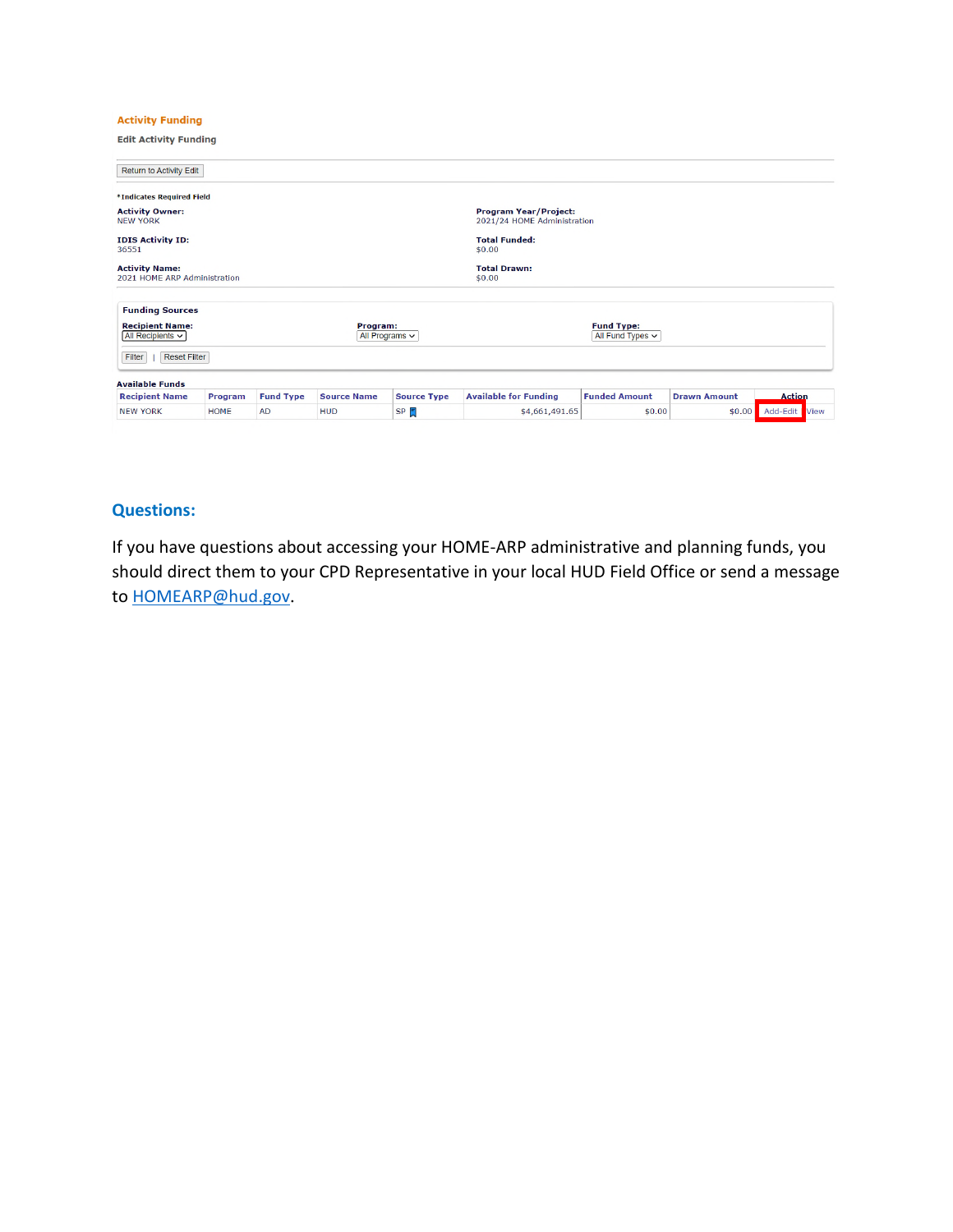**Activity Funding**

**Edit Activity Funding**

Return to Activity Edit

*Indicates Required Field

| | |
|---|---|
| **Activity Owner:** NEW YORK | **Program Year/Project:** 2021/24 HOME Administration |
| **IDIS Activity ID:** 36551 | **Total Funded:** $0.00 |
| **Activity Name:** 2021 HOME ARP Administration | **Total Drawn:** $0.00 |

**Funding Sources**

**Recipient Name:** All Recipients
**Program:** All Programs
**Fund Type:** All Fund Types

Filter | Reset Filter

**Available Funds**

| Recipient Name | Program | Fund Type | Source Name | Source Type | Available for Funding | Funded Amount | Drawn Amount | Action |
|---|---|---|---|---|---|---|---|---|
| NEW YORK | HOME | AD | HUD | SP | $4,661,491.65 | $0.00 | $0.00 | Add-Edit View |

## Questions:

If you have questions about accessing your HOME-ARP administrative and planning funds, you should direct them to your CPD Representative in your local HUD Field Office or send a message to HOMEARP@hud.gov.